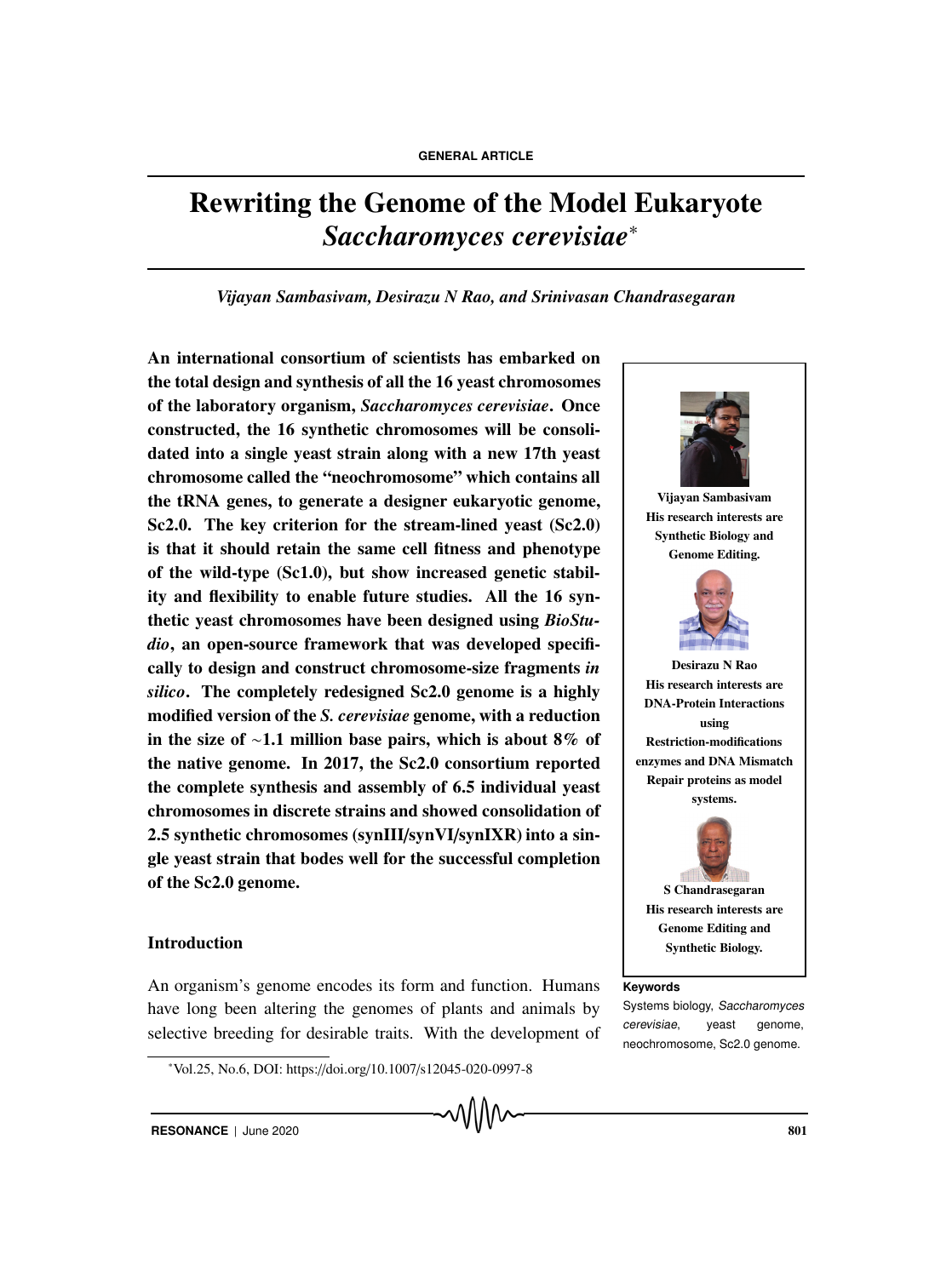GENERAL ARTICLE

# Rewriting the Genome of the Model Eukaryote *Saccharomyces cerevisiae*[*]

*Vijayan Sambasivam, Desirazu N Rao, and Srinivasan Chandrasegaran*

**An international consortium of scientists has embarked on the total design and synthesis of all the 16 yeast chromosomes of the laboratory organism, *Saccharomyces cerevisiae*. Once constructed, the 16 synthetic chromosomes will be consolidated into a single yeast strain along with a new 17th yeast chromosome called the "neochromosome" which contains all the tRNA genes, to generate a designer eukaryotic genome, Sc2.0. The key criterion for the stream-lined yeast (Sc2.0) is that it should retain the same cell fitness and phenotype of the wild-type (Sc1.0), but show increased genetic stability and flexibility to enable future studies. All the 16 synthetic yeast chromosomes have been designed using *BioStudio*, an open-source framework that was developed specifically to design and construct chromosome-size fragments *in silico*. The completely redesigned Sc2.0 genome is a highly modified version of the *S. cerevisiae* genome, with a reduction in the size of ~1.1 million base pairs, which is about 8% of the native genome. In 2017, the Sc2.0 consortium reported the complete synthesis and assembly of 6.5 individual yeast chromosomes in discrete strains and showed consolidation of 2.5 synthetic chromosomes (synIII/synVI/synIXR) into a single yeast strain that bodes well for the successful completion of the Sc2.0 genome.**

**Vijayan Sambasivam**
His research interests are Synthetic Biology and Genome Editing.

**Desirazu N Rao**
His research interests are DNA-Protein Interactions using Restriction-modifications enzymes and DNA Mismatch Repair proteins as model systems.

**S Chandrasegaran**
His research interests are Genome Editing and Synthetic Biology.

**Keywords**
Systems biology, *Saccharomyces cerevisiae*, yeast genome, neochromosome, Sc2.0 genome.

## Introduction

An organism's genome encodes its form and function. Humans have long been altering the genomes of plants and animals by selective breeding for desirable traits. With the development of

[*] Vol.25, No.6, DOI: https://doi.org/10.1007/s12045-020-0997-8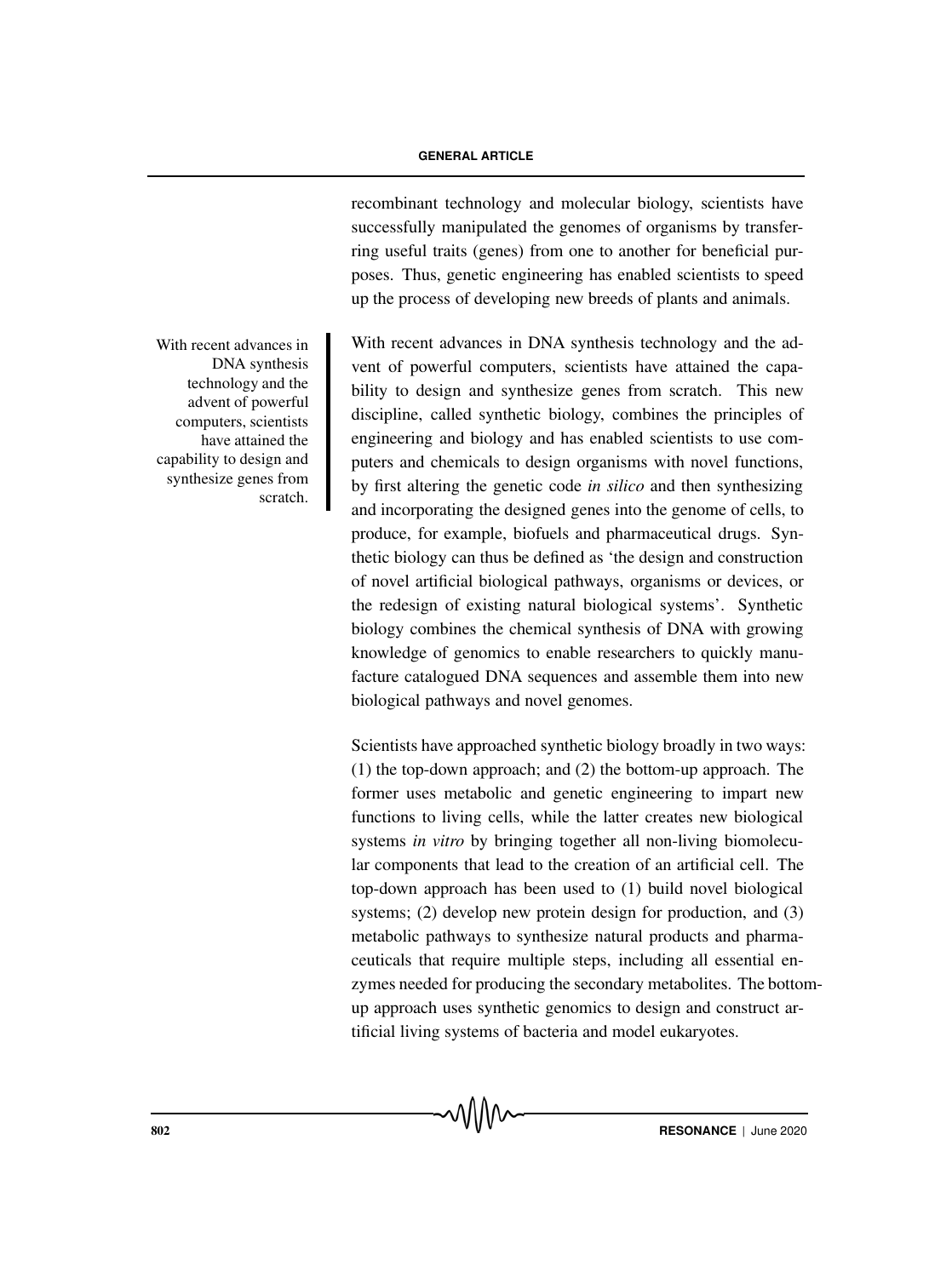recombinant technology and molecular biology, scientists have successfully manipulated the genomes of organisms by transferring useful traits (genes) from one to another for beneficial purposes. Thus, genetic engineering has enabled scientists to speed up the process of developing new breeds of plants and animals.

> With recent advances in DNA synthesis technology and the advent of powerful computers, scientists have attained the capability to design and synthesize genes from scratch.

With recent advances in DNA synthesis technology and the advent of powerful computers, scientists have attained the capability to design and synthesize genes from scratch. This new discipline, called synthetic biology, combines the principles of engineering and biology and has enabled scientists to use computers and chemicals to design organisms with novel functions, by first altering the genetic code *in silico* and then synthesizing and incorporating the designed genes into the genome of cells, to produce, for example, biofuels and pharmaceutical drugs. Synthetic biology can thus be defined as 'the design and construction of novel artificial biological pathways, organisms or devices, or the redesign of existing natural biological systems'. Synthetic biology combines the chemical synthesis of DNA with growing knowledge of genomics to enable researchers to quickly manufacture catalogued DNA sequences and assemble them into new biological pathways and novel genomes.

Scientists have approached synthetic biology broadly in two ways: (1) the top-down approach; and (2) the bottom-up approach. The former uses metabolic and genetic engineering to impart new functions to living cells, while the latter creates new biological systems *in vitro* by bringing together all non-living biomolecular components that lead to the creation of an artificial cell. The top-down approach has been used to (1) build novel biological systems; (2) develop new protein design for production, and (3) metabolic pathways to synthesize natural products and pharmaceuticals that require multiple steps, including all essential enzymes needed for producing the secondary metabolites. The bottom-up approach uses synthetic genomics to design and construct artificial living systems of bacteria and model eukaryotes.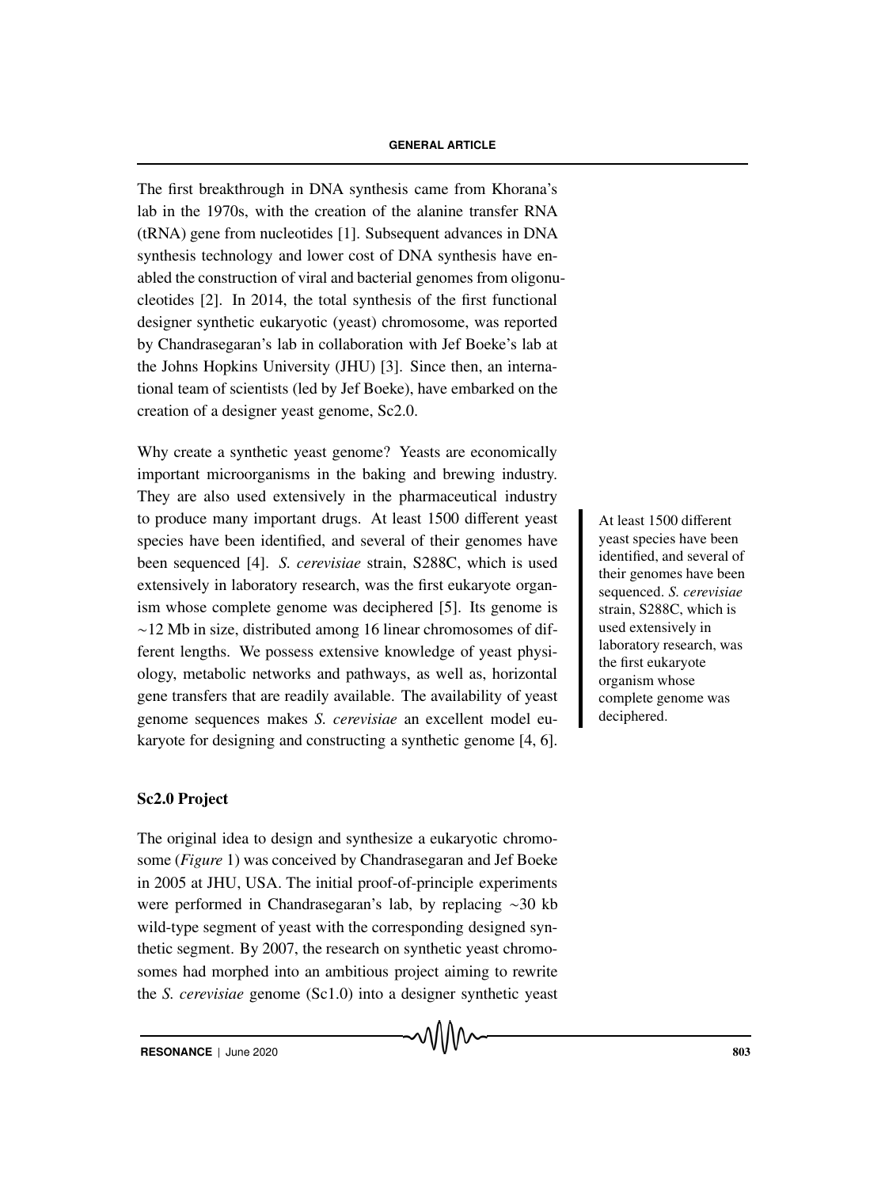The first breakthrough in DNA synthesis came from Khorana's lab in the 1970s, with the creation of the alanine transfer RNA (tRNA) gene from nucleotides [1]. Subsequent advances in DNA synthesis technology and lower cost of DNA synthesis have enabled the construction of viral and bacterial genomes from oligonucleotides [2]. In 2014, the total synthesis of the first functional designer synthetic eukaryotic (yeast) chromosome, was reported by Chandrasegaran's lab in collaboration with Jef Boeke's lab at the Johns Hopkins University (JHU) [3]. Since then, an international team of scientists (led by Jef Boeke), have embarked on the creation of a designer yeast genome, Sc2.0.

Why create a synthetic yeast genome? Yeasts are economically important microorganisms in the baking and brewing industry. They are also used extensively in the pharmaceutical industry to produce many important drugs. At least 1500 different yeast species have been identified, and several of their genomes have been sequenced [4]. *S. cerevisiae* strain, S288C, which is used extensively in laboratory research, was the first eukaryote organism whose complete genome was deciphered [5]. Its genome is ∼12 Mb in size, distributed among 16 linear chromosomes of different lengths. We possess extensive knowledge of yeast physiology, metabolic networks and pathways, as well as, horizontal gene transfers that are readily available. The availability of yeast genome sequences makes *S. cerevisiae* an excellent model eukaryote for designing and constructing a synthetic genome [4, 6].

> At least 1500 different yeast species have been identified, and several of their genomes have been sequenced. *S. cerevisiae* strain, S288C, which is used extensively in laboratory research, was the first eukaryote organism whose complete genome was deciphered.

## Sc2.0 Project

The original idea to design and synthesize a eukaryotic chromosome (*Figure* 1) was conceived by Chandrasegaran and Jef Boeke in 2005 at JHU, USA. The initial proof-of-principle experiments were performed in Chandrasegaran's lab, by replacing ∼30 kb wild-type segment of yeast with the corresponding designed synthetic segment. By 2007, the research on synthetic yeast chromosomes had morphed into an ambitious project aiming to rewrite the *S. cerevisiae* genome (Sc1.0) into a designer synthetic yeast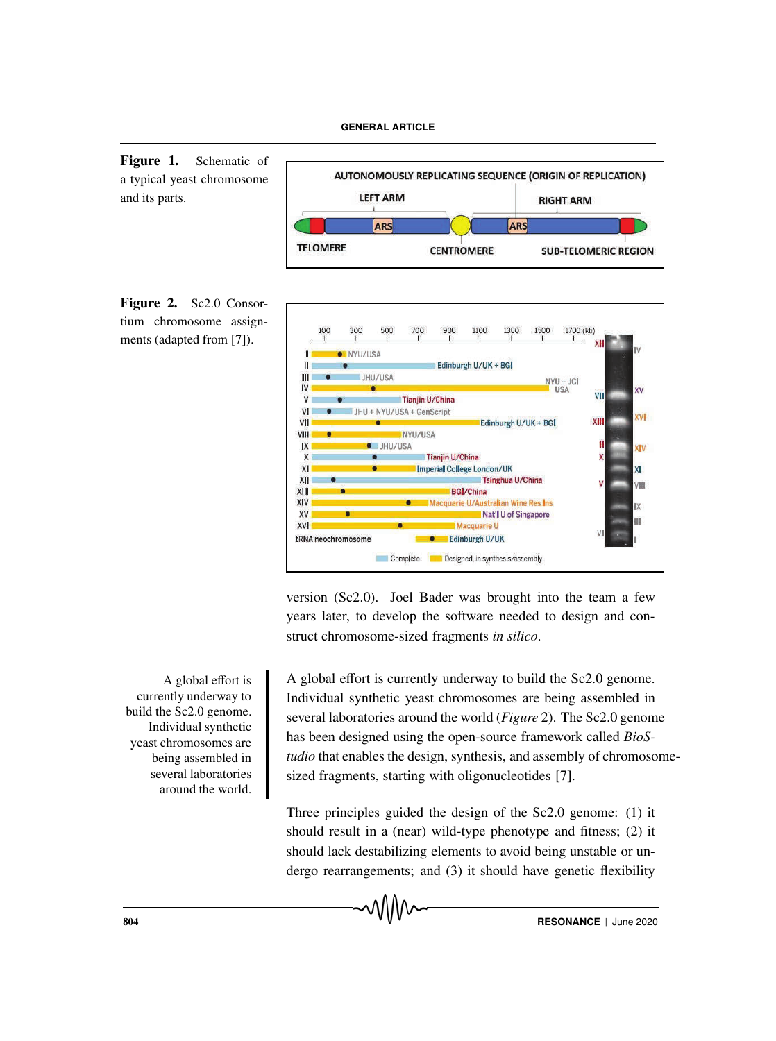**Figure 1.** Schematic of a typical yeast chromosome and its parts.

**Figure 2.** Sc2.0 Consortium chromosome assignments (adapted from [7]).

version (Sc2.0). Joel Bader was brought into the team a few years later, to develop the software needed to design and construct chromosome-sized fragments *in silico*.

> A global effort is currently underway to build the Sc2.0 genome. Individual synthetic yeast chromosomes are being assembled in several laboratories around the world.

A global effort is currently underway to build the Sc2.0 genome. Individual synthetic yeast chromosomes are being assembled in several laboratories around the world (*Figure* 2). The Sc2.0 genome has been designed using the open-source framework called *BioStudio* that enables the design, synthesis, and assembly of chromosome-sized fragments, starting with oligonucleotides [7].

Three principles guided the design of the Sc2.0 genome: (1) it should result in a (near) wild-type phenotype and fitness; (2) it should lack destabilizing elements to avoid being unstable or undergo rearrangements; and (3) it should have genetic flexibility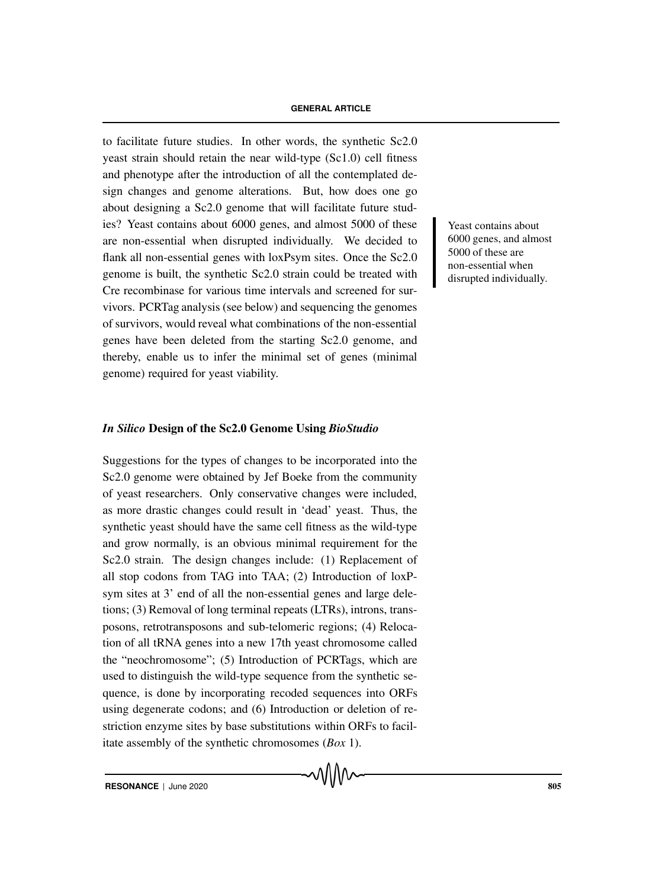to facilitate future studies. In other words, the synthetic Sc2.0 yeast strain should retain the near wild-type (Sc1.0) cell fitness and phenotype after the introduction of all the contemplated design changes and genome alterations. But, how does one go about designing a Sc2.0 genome that will facilitate future studies? Yeast contains about 6000 genes, and almost 5000 of these are non-essential when disrupted individually. We decided to flank all non-essential genes with loxPsym sites. Once the Sc2.0 genome is built, the synthetic Sc2.0 strain could be treated with Cre recombinase for various time intervals and screened for survivors. PCRTag analysis (see below) and sequencing the genomes of survivors, would reveal what combinations of the non-essential genes have been deleted from the starting Sc2.0 genome, and thereby, enable us to infer the minimal set of genes (minimal genome) required for yeast viability.

> Yeast contains about 6000 genes, and almost 5000 of these are non-essential when disrupted individually.

## *In Silico* Design of the Sc2.0 Genome Using *BioStudio*

Suggestions for the types of changes to be incorporated into the Sc2.0 genome were obtained by Jef Boeke from the community of yeast researchers. Only conservative changes were included, as more drastic changes could result in 'dead' yeast. Thus, the synthetic yeast should have the same cell fitness as the wild-type and grow normally, is an obvious minimal requirement for the Sc2.0 strain. The design changes include: (1) Replacement of all stop codons from TAG into TAA; (2) Introduction of loxPsym sites at 3' end of all the non-essential genes and large deletions; (3) Removal of long terminal repeats (LTRs), introns, transposons, retrotransposons and sub-telomeric regions; (4) Relocation of all tRNA genes into a new 17th yeast chromosome called the "neochromosome"; (5) Introduction of PCRTags, which are used to distinguish the wild-type sequence from the synthetic sequence, is done by incorporating recoded sequences into ORFs using degenerate codons; and (6) Introduction or deletion of restriction enzyme sites by base substitutions within ORFs to facilitate assembly of the synthetic chromosomes (*Box* 1).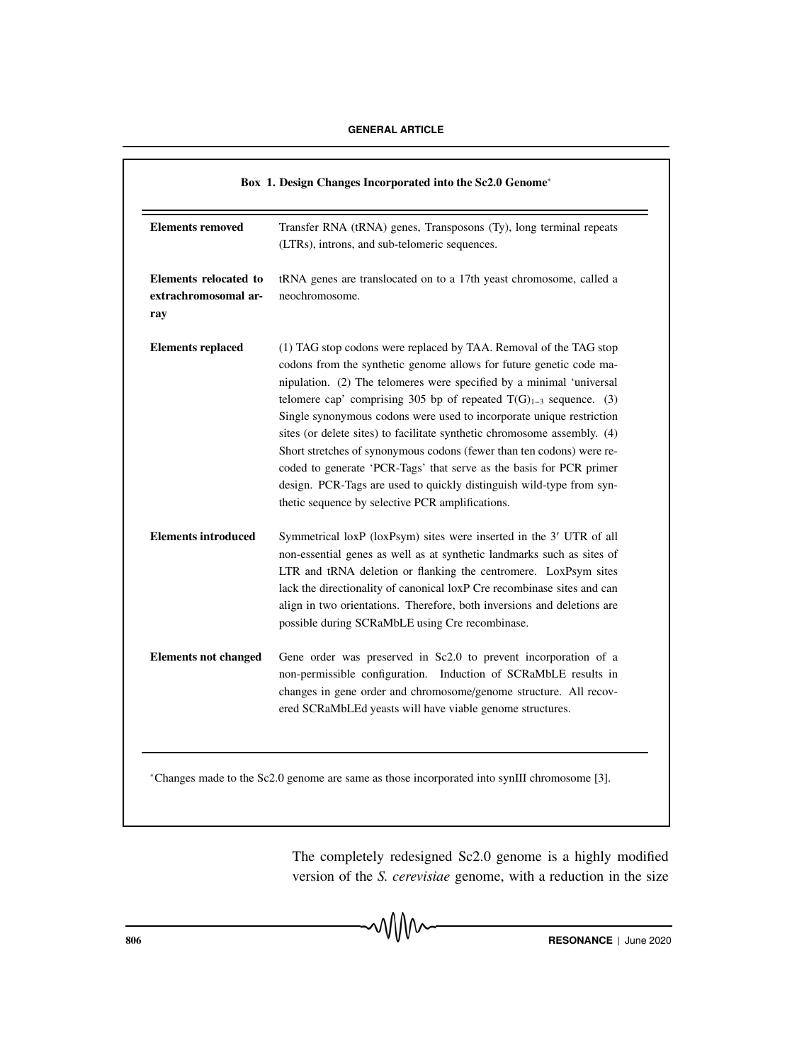**Box 1. Design Changes Incorporated into the Sc2.0 Genome***

| | |
|---|---|
| **Elements removed** | Transfer RNA (tRNA) genes, Transposons (Ty), long terminal repeats (LTRs), introns, and sub-telomeric sequences. |
| **Elements relocated to extrachromosomal array** | tRNA genes are translocated on to a 17th yeast chromosome, called a neochromosome. |
| **Elements replaced** | (1) TAG stop codons were replaced by TAA. Removal of the TAG stop codons from the synthetic genome allows for future genetic code manipulation. (2) The telomeres were specified by a minimal 'universal telomere cap' comprising 305 bp of repeated $T(G)_{1-3}$ sequence. (3) Single synonymous codons were used to incorporate unique restriction sites (or delete sites) to facilitate synthetic chromosome assembly. (4) Short stretches of synonymous codons (fewer than ten codons) were recoded to generate 'PCR-Tags' that serve as the basis for PCR primer design. PCR-Tags are used to quickly distinguish wild-type from synthetic sequence by selective PCR amplifications. |
| **Elements introduced** | Symmetrical loxP (loxPsym) sites were inserted in the 3′ UTR of all non-essential genes as well as at synthetic landmarks such as sites of LTR and tRNA deletion or flanking the centromere. LoxPsym sites lack the directionality of canonical loxP Cre recombinase sites and can align in two orientations. Therefore, both inversions and deletions are possible during SCRaMbLE using Cre recombinase. |
| **Elements not changed** | Gene order was preserved in Sc2.0 to prevent incorporation of a non-permissible configuration. Induction of SCRaMbLE results in changes in gene order and chromosome/genome structure. All recovered SCRaMbLEd yeasts will have viable genome structures. |

*Changes made to the Sc2.0 genome are same as those incorporated into synIII chromosome [3].

The completely redesigned Sc2.0 genome is a highly modified version of the *S. cerevisiae* genome, with a reduction in the size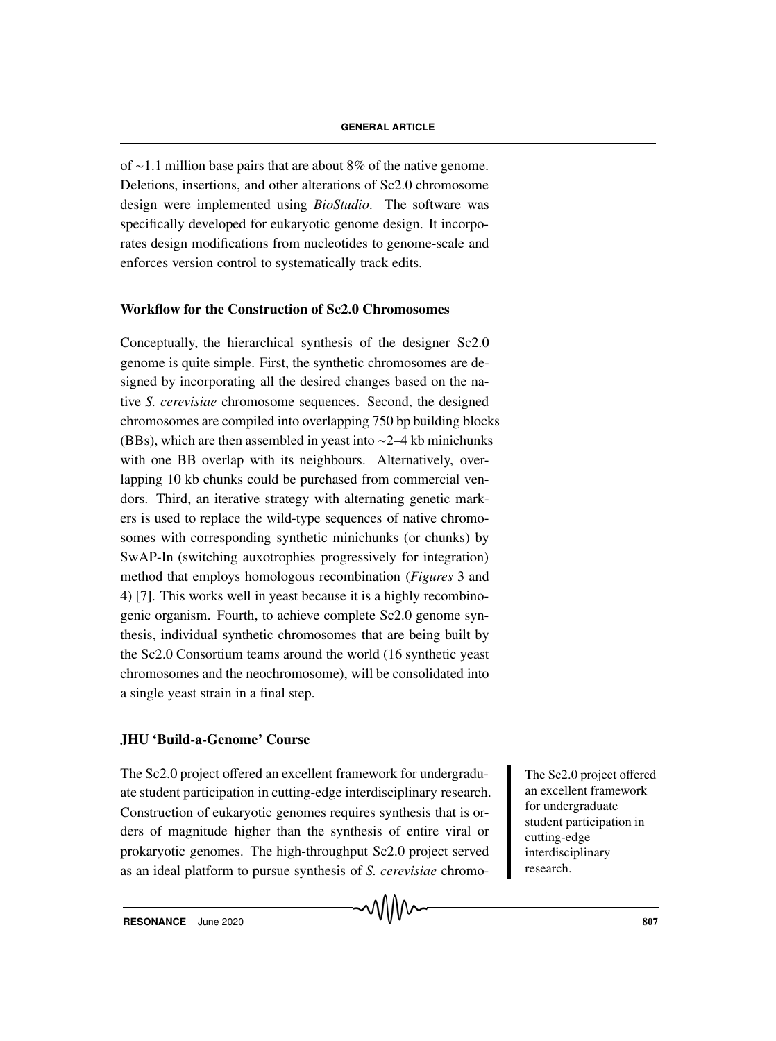of ~1.1 million base pairs that are about 8% of the native genome. Deletions, insertions, and other alterations of Sc2.0 chromosome design were implemented using *BioStudio*. The software was specifically developed for eukaryotic genome design. It incorporates design modifications from nucleotides to genome-scale and enforces version control to systematically track edits.

### Workflow for the Construction of Sc2.0 Chromosomes

Conceptually, the hierarchical synthesis of the designer Sc2.0 genome is quite simple. First, the synthetic chromosomes are designed by incorporating all the desired changes based on the native *S. cerevisiae* chromosome sequences. Second, the designed chromosomes are compiled into overlapping 750 bp building blocks (BBs), which are then assembled in yeast into ~2–4 kb minichunks with one BB overlap with its neighbours. Alternatively, overlapping 10 kb chunks could be purchased from commercial vendors. Third, an iterative strategy with alternating genetic markers is used to replace the wild-type sequences of native chromosomes with corresponding synthetic minichunks (or chunks) by SwAP-In (switching auxotrophies progressively for integration) method that employs homologous recombination (*Figures* 3 and 4) [7]. This works well in yeast because it is a highly recombinogenic organism. Fourth, to achieve complete Sc2.0 genome synthesis, individual synthetic chromosomes that are being built by the Sc2.0 Consortium teams around the world (16 synthetic yeast chromosomes and the neochromosome), will be consolidated into a single yeast strain in a final step.

### JHU 'Build-a-Genome' Course

The Sc2.0 project offered an excellent framework for undergraduate student participation in cutting-edge interdisciplinary research. Construction of eukaryotic genomes requires synthesis that is orders of magnitude higher than the synthesis of entire viral or prokaryotic genomes. The high-throughput Sc2.0 project served as an ideal platform to pursue synthesis of *S. cerevisiae* chromo-

> The Sc2.0 project offered an excellent framework for undergraduate student participation in cutting-edge interdisciplinary research.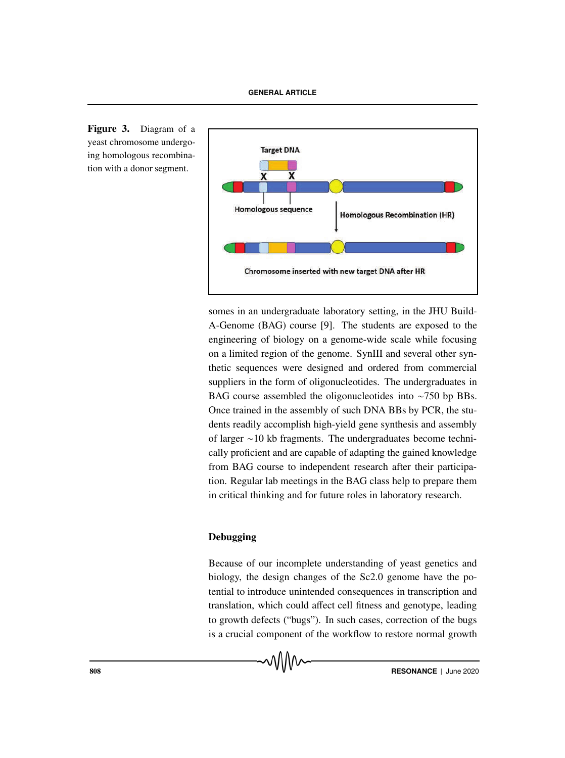**Figure 3.** Diagram of a yeast chromosome undergoing homologous recombination with a donor segment.

somes in an undergraduate laboratory setting, in the JHU Build-A-Genome (BAG) course [9]. The students are exposed to the engineering of biology on a genome-wide scale while focusing on a limited region of the genome. SynIII and several other synthetic sequences were designed and ordered from commercial suppliers in the form of oligonucleotides. The undergraduates in BAG course assembled the oligonucleotides into ~750 bp BBs. Once trained in the assembly of such DNA BBs by PCR, the students readily accomplish high-yield gene synthesis and assembly of larger ~10 kb fragments. The undergraduates become technically proficient and are capable of adapting the gained knowledge from BAG course to independent research after their participation. Regular lab meetings in the BAG class help to prepare them in critical thinking and for future roles in laboratory research.

## Debugging

Because of our incomplete understanding of yeast genetics and biology, the design changes of the Sc2.0 genome have the potential to introduce unintended consequences in transcription and translation, which could affect cell fitness and genotype, leading to growth defects ("bugs"). In such cases, correction of the bugs is a crucial component of the workflow to restore normal growth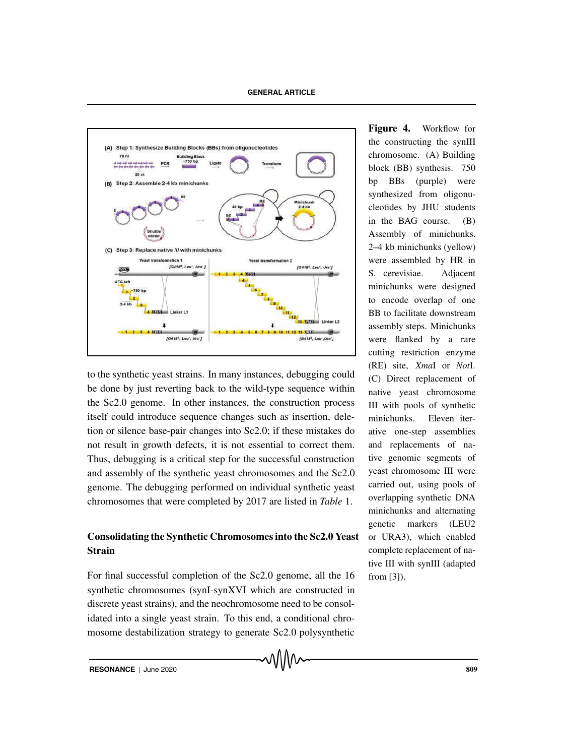to the synthetic yeast strains. In many instances, debugging could be done by just reverting back to the wild-type sequence within the Sc2.0 genome. In other instances, the construction process itself could introduce sequence changes such as insertion, deletion or silence base-pair changes into Sc2.0; if these mistakes do not result in growth defects, it is not essential to correct them. Thus, debugging is a critical step for the successful construction and assembly of the synthetic yeast chromosomes and the Sc2.0 genome. The debugging performed on individual synthetic yeast chromosomes that were completed by 2017 are listed in *Table* 1.

**Figure 4.** Workflow for the constructing the synIII chromosome. (A) Building block (BB) synthesis. 750 bp BBs (purple) were synthesized from oligonucleotides by JHU students in the BAG course. (B) Assembly of minichunks. 2–4 kb minichunks (yellow) were assembled by HR in S. cerevisiae. Adjacent minichunks were designed to encode overlap of one BB to facilitate downstream assembly steps. Minichunks were flanked by a rare cutting restriction enzyme (RE) site, *Xma*I or *Not*I. (C) Direct replacement of native yeast chromosome III with pools of synthetic minichunks. Eleven iterative one-step assemblies and replacements of native genomic segments of yeast chromosome III were carried out, using pools of overlapping synthetic DNA minichunks and alternating genetic markers (LEU2 or URA3), which enabled complete replacement of native III with synIII (adapted from [3]).

## Consolidating the Synthetic Chromosomes into the Sc2.0 Yeast Strain

For final successful completion of the Sc2.0 genome, all the 16 synthetic chromosomes (synI-synXVI which are constructed in discrete yeast strains), and the neochromosome need to be consolidated into a single yeast strain. To this end, a conditional chromosome destabilization strategy to generate Sc2.0 polysynthetic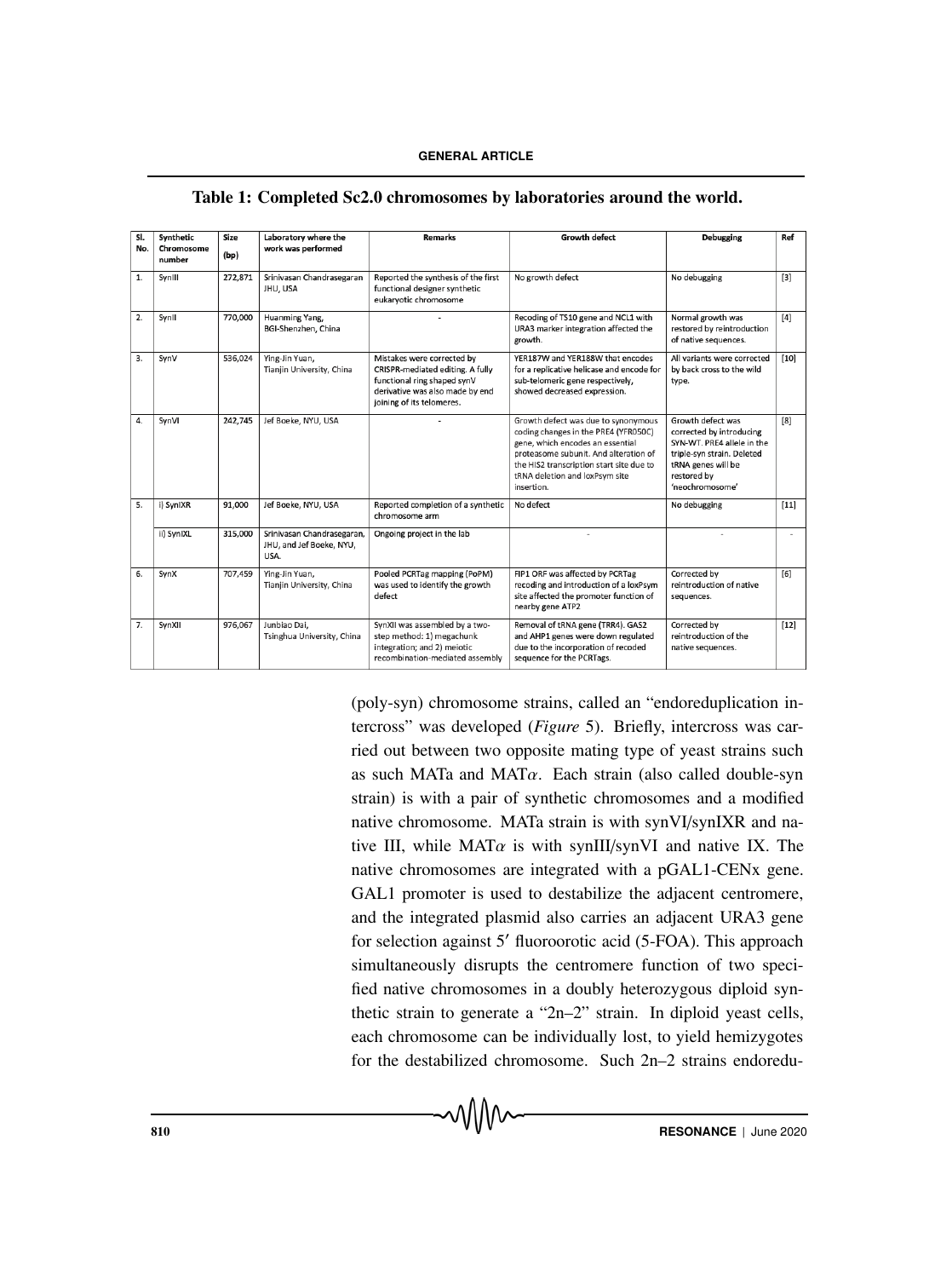**Table 1: Completed Sc2.0 chromosomes by laboratories around the world.**

| Sl. No. | Synthetic Chromosome number | Size (bp) | Laboratory where the work was performed | Remarks | Growth defect | Debugging | Ref |
|---|---|---|---|---|---|---|---|
| 1. | SynIII | 272,871 | Srinivasan Chandrasegaran JHU, USA | Reported the synthesis of the first functional designer synthetic eukaryotic chromosome | No growth defect | No debugging | [3] |
| 2. | SynII | 770,000 | Huanming Yang, BGI-Shenzhen, China | - | Recoding of TS10 gene and NCL1 with URA3 marker integration affected the growth. | Normal growth was restored by reintroduction of native sequences. | [4] |
| 3. | SynV | 536,024 | Ying-Jin Yuan, Tianjin University, China | Mistakes were corrected by CRISPR-mediated editing. A fully functional ring shaped synV derivative was also made by end joining of its telomeres. | YER187W and YER188W that encodes for a replicative helicase and encode for sub-telomeric gene respectively, showed decreased expression. | All variants were corrected by back cross to the wild type. | [10] |
| 4. | SynVI | 242,745 | Jef Boeke, NYU, USA | - | Growth defect was due to synonymous coding changes in the PRE4 (YFR050C) gene, which encodes an essential proteasome subunit. And alteration of the HIS2 transcription start site due to tRNA deletion and loxPsym site insertion. | Growth defect was corrected by introducing SYN-WT. PRE4 allele in the triple-syn strain. Deleted tRNA genes will be restored by 'neochromosome' | [8] |
| 5. | i) SynIXR | 91,000 | Jef Boeke, NYU, USA | Reported completion of a synthetic chromosome arm | No defect | No debugging | [11] |
| | ii) SynIXL | 315,000 | Srinivasan Chandrasegaran, JHU, and Jef Boeke, NYU, USA. | Ongoing project in the lab | - | - | - |
| 6. | SynX | 707,459 | Ying-Jin Yuan, Tianjin University, China | Pooled PCRTag mapping (PoPM) was used to identify the growth defect | FIP1 ORF was affected by PCRTag recoding and introduction of a loxPsym site affected the promoter function of nearby gene ATP2 | Corrected by reintroduction of native sequences. | [6] |
| 7. | SynXII | 976,067 | Junbiao Dai, Tsinghua University, China | SynXII was assembled by a two-step method: 1) megachunk integration; and 2) meiotic recombination-mediated assembly | Removal of tRNA gene (TRR4). GAS2 and AHP1 genes were down regulated due to the incorporation of recoded sequence for the PCRTags. | Corrected by reintroduction of the native sequences. | [12] |

(poly-syn) chromosome strains, called an "endoreduplication intercross" was developed (*Figure* 5). Briefly, intercross was carried out between two opposite mating type of yeast strains such as such MATa and MAT$\alpha$. Each strain (also called double-syn strain) is with a pair of synthetic chromosomes and a modified native chromosome. MATa strain is with synVI/synIXR and native III, while MAT$\alpha$ is with synIII/synVI and native IX. The native chromosomes are integrated with a pGAL1-CENx gene. GAL1 promoter is used to destabilize the adjacent centromere, and the integrated plasmid also carries an adjacent URA3 gene for selection against 5′ fluoroorotic acid (5-FOA). This approach simultaneously disrupts the centromere function of two specified native chromosomes in a doubly heterozygous diploid synthetic strain to generate a "2n–2" strain. In diploid yeast cells, each chromosome can be individually lost, to yield hemizygotes for the destabilized chromosome. Such 2n–2 strains endoredu-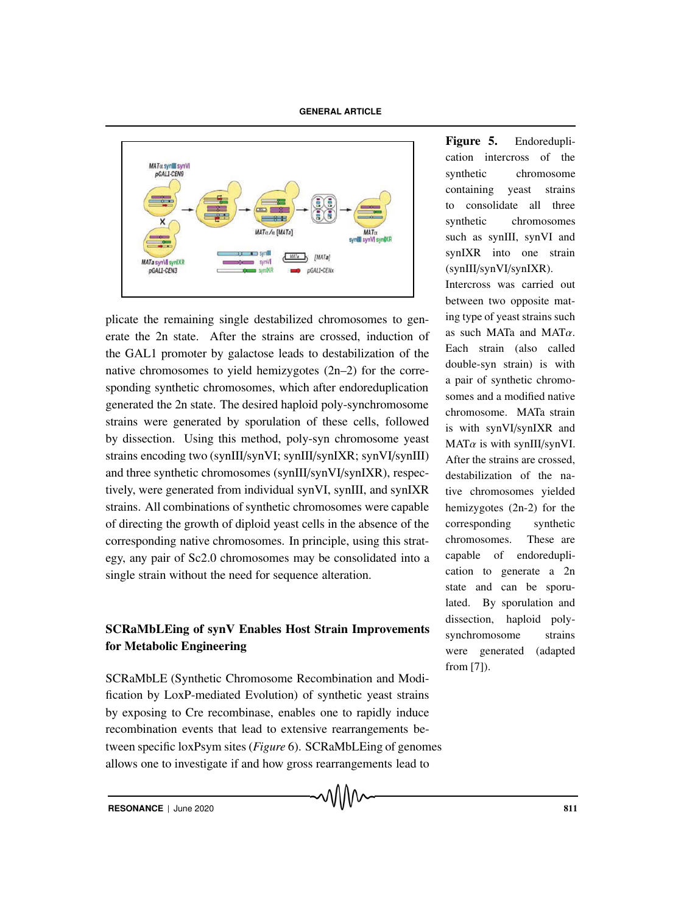plicate the remaining single destabilized chromosomes to generate the 2n state. After the strains are crossed, induction of the GAL1 promoter by galactose leads to destabilization of the native chromosomes to yield hemizygotes (2n–2) for the corresponding synthetic chromosomes, which after endoreduplication generated the 2n state. The desired haploid poly-synchromosome strains were generated by sporulation of these cells, followed by dissection. Using this method, poly-syn chromosome yeast strains encoding two (synIII/synVI; synIII/synIXR; synVI/synIII) and three synthetic chromosomes (synIII/synVI/synIXR), respectively, were generated from individual synVI, synIII, and synIXR strains. All combinations of synthetic chromosomes were capable of directing the growth of diploid yeast cells in the absence of the corresponding native chromosomes. In principle, using this strategy, any pair of Sc2.0 chromosomes may be consolidated into a single strain without the need for sequence alteration.

**Figure 5.** Endoreduplication intercross of the synthetic chromosome containing yeast strains to consolidate all three synthetic chromosomes such as synIII, synVI and synIXR into one strain (synIII/synVI/synIXR). Intercross was carried out between two opposite mating type of yeast strains such as such MATa and MAT$\alpha$. Each strain (also called double-syn strain) is with a pair of synthetic chromosomes and a modified native chromosome. MATa strain is with synVI/synIXR and MAT$\alpha$ is with synIII/synVI. After the strains are crossed, destabilization of the native chromosomes yielded hemizygotes (2n-2) for the corresponding synthetic chromosomes. These are capable of endoreduplication to generate a 2n state and can be sporulated. By sporulation and dissection, haploid poly-synchromosome strains were generated (adapted from [7]).

## SCRaMbLEing of synV Enables Host Strain Improvements for Metabolic Engineering

SCRaMbLE (Synthetic Chromosome Recombination and Modification by LoxP-mediated Evolution) of synthetic yeast strains by exposing to Cre recombinase, enables one to rapidly induce recombination events that lead to extensive rearrangements between specific loxPsym sites (*Figure* 6). SCRaMbLEing of genomes allows one to investigate if and how gross rearrangements lead to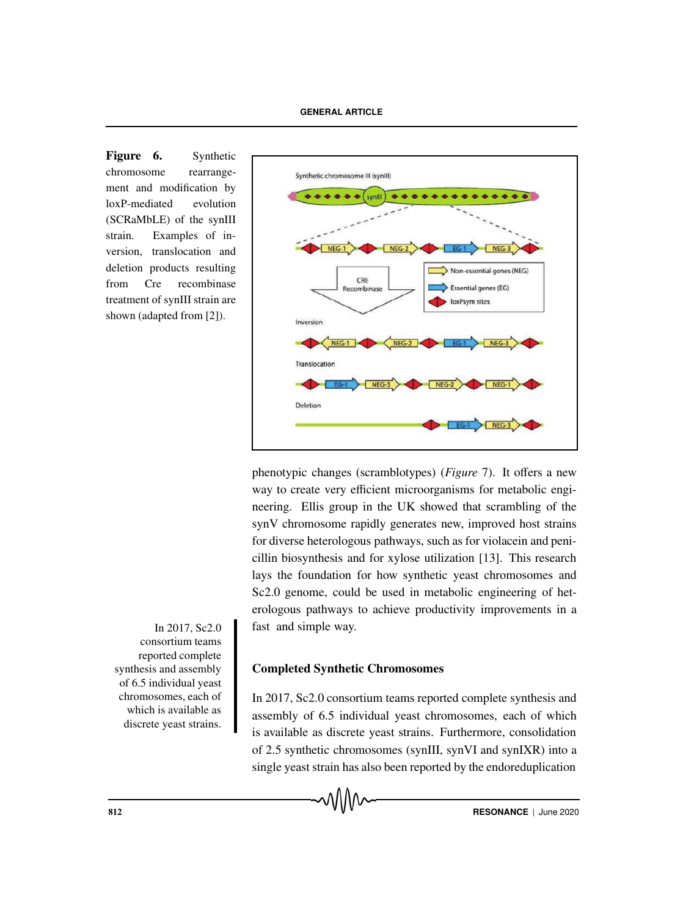**Figure 6.** Synthetic chromosome rearrangement and modification by loxP-mediated evolution (SCRaMbLE) of the synIII strain. Examples of inversion, translocation and deletion products resulting from Cre recombinase treatment of synIII strain are shown (adapted from [2]).

phenotypic changes (scramblotypes) (*Figure* 7). It offers a new way to create very efficient microorganisms for metabolic engineering. Ellis group in the UK showed that scrambling of the synV chromosome rapidly generates new, improved host strains for diverse heterologous pathways, such as for violacein and penicillin biosynthesis and for xylose utilization [13]. This research lays the foundation for how synthetic yeast chromosomes and Sc2.0 genome, could be used in metabolic engineering of heterologous pathways to achieve productivity improvements in a fast and simple way.

In 2017, Sc2.0 consortium teams reported complete synthesis and assembly of 6.5 individual yeast chromosomes, each of which is available as discrete yeast strains.

## Completed Synthetic Chromosomes

In 2017, Sc2.0 consortium teams reported complete synthesis and assembly of 6.5 individual yeast chromosomes, each of which is available as discrete yeast strains. Furthermore, consolidation of 2.5 synthetic chromosomes (synIII, synVI and synIXR) into a single yeast strain has also been reported by the endoreduplication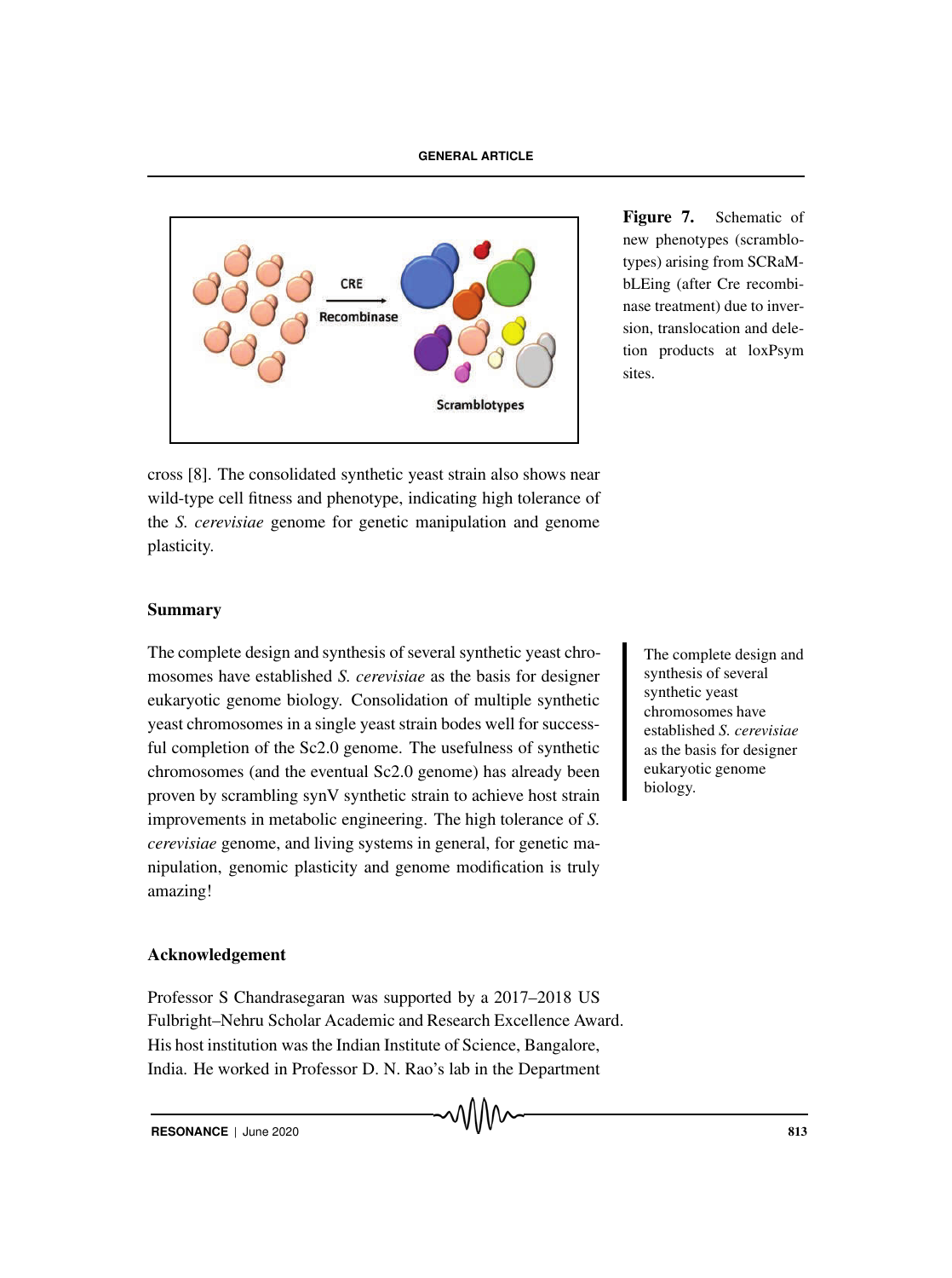**Figure 7.** Schematic of new phenotypes (scramblotypes) arising from SCRaMbLEing (after Cre recombinase treatment) due to inversion, translocation and deletion products at loxPsym sites.

cross [8]. The consolidated synthetic yeast strain also shows near wild-type cell fitness and phenotype, indicating high tolerance of the *S. cerevisiae* genome for genetic manipulation and genome plasticity.

## Summary

The complete design and synthesis of several synthetic yeast chromosomes have established *S. cerevisiae* as the basis for designer eukaryotic genome biology. Consolidation of multiple synthetic yeast chromosomes in a single yeast strain bodes well for successful completion of the Sc2.0 genome. The usefulness of synthetic chromosomes (and the eventual Sc2.0 genome) has already been proven by scrambling synV synthetic strain to achieve host strain improvements in metabolic engineering. The high tolerance of *S. cerevisiae* genome, and living systems in general, for genetic manipulation, genomic plasticity and genome modification is truly amazing!

> The complete design and synthesis of several synthetic yeast chromosomes have established *S. cerevisiae* as the basis for designer eukaryotic genome biology.

## Acknowledgement

Professor S Chandrasegaran was supported by a 2017–2018 US Fulbright–Nehru Scholar Academic and Research Excellence Award. His host institution was the Indian Institute of Science, Bangalore, India. He worked in Professor D. N. Rao's lab in the Department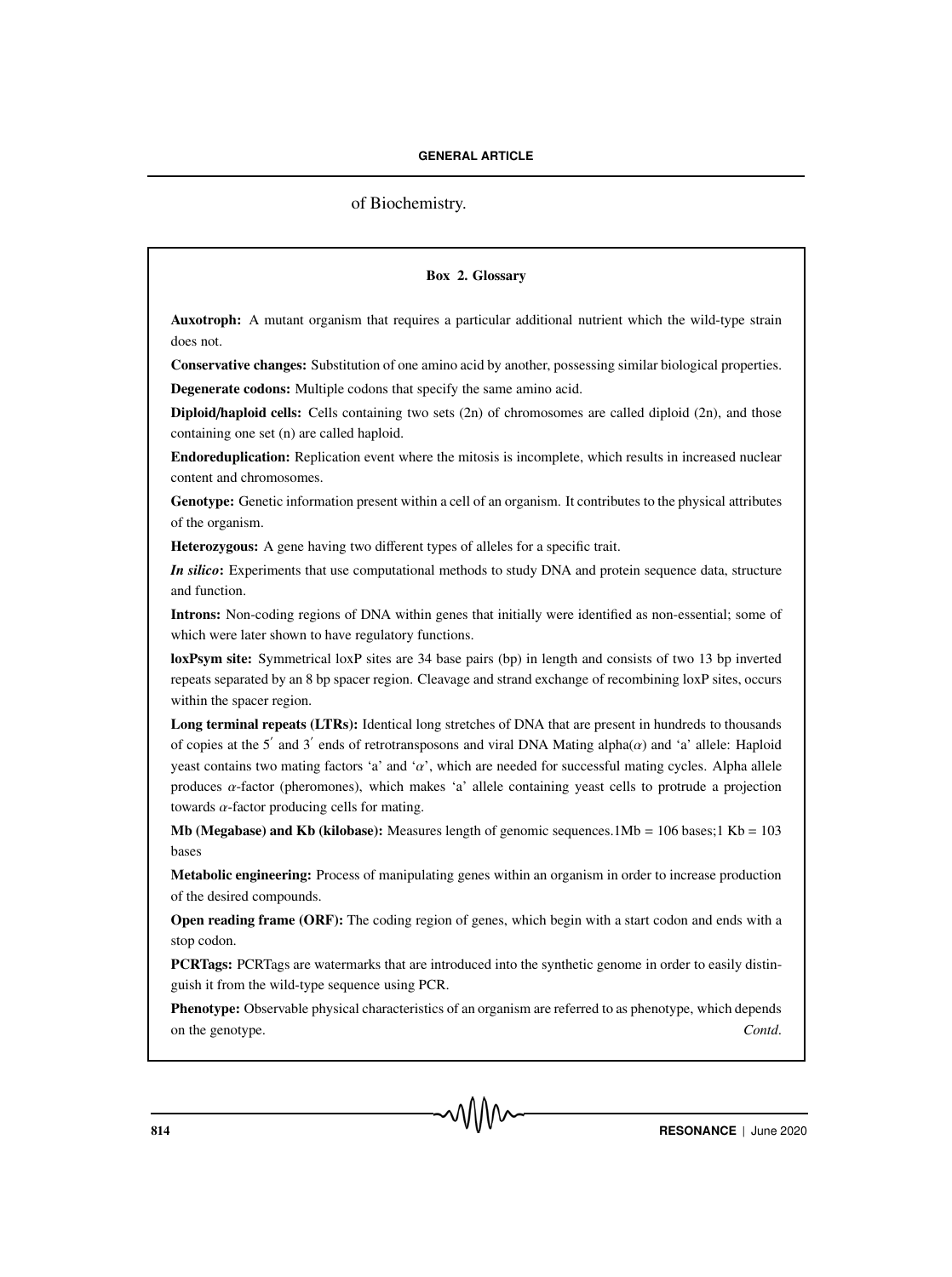of Biochemistry.

**Box 2. Glossary**

**Auxotroph:** A mutant organism that requires a particular additional nutrient which the wild-type strain does not.

**Conservative changes:** Substitution of one amino acid by another, possessing similar biological properties.

**Degenerate codons:** Multiple codons that specify the same amino acid.

**Diploid/haploid cells:** Cells containing two sets (2n) of chromosomes are called diploid (2n), and those containing one set (n) are called haploid.

**Endoreduplication:** Replication event where the mitosis is incomplete, which results in increased nuclear content and chromosomes.

**Genotype:** Genetic information present within a cell of an organism. It contributes to the physical attributes of the organism.

**Heterozygous:** A gene having two different types of alleles for a specific trait.

***In silico*:** Experiments that use computational methods to study DNA and protein sequence data, structure and function.

**Introns:** Non-coding regions of DNA within genes that initially were identified as non-essential; some of which were later shown to have regulatory functions.

**loxPsym site:** Symmetrical loxP sites are 34 base pairs (bp) in length and consists of two 13 bp inverted repeats separated by an 8 bp spacer region. Cleavage and strand exchange of recombining loxP sites, occurs within the spacer region.

**Long terminal repeats (LTRs):** Identical long stretches of DNA that are present in hundreds to thousands of copies at the $5'$ and $3'$ ends of retrotransposons and viral DNA Mating alpha($\alpha$) and 'a' allele: Haploid yeast contains two mating factors 'a' and '$\alpha$', which are needed for successful mating cycles. Alpha allele produces $\alpha$-factor (pheromones), which makes 'a' allele containing yeast cells to protrude a projection towards $\alpha$-factor producing cells for mating.

**Mb (Megabase) and Kb (kilobase):** Measures length of genomic sequences.1Mb = 106 bases;1 Kb = 103 bases

**Metabolic engineering:** Process of manipulating genes within an organism in order to increase production of the desired compounds.

**Open reading frame (ORF):** The coding region of genes, which begin with a start codon and ends with a stop codon.

**PCRTags:** PCRTags are watermarks that are introduced into the synthetic genome in order to easily distinguish it from the wild-type sequence using PCR.

**Phenotype:** Observable physical characteristics of an organism are referred to as phenotype, which depends on the genotype. *Contd.*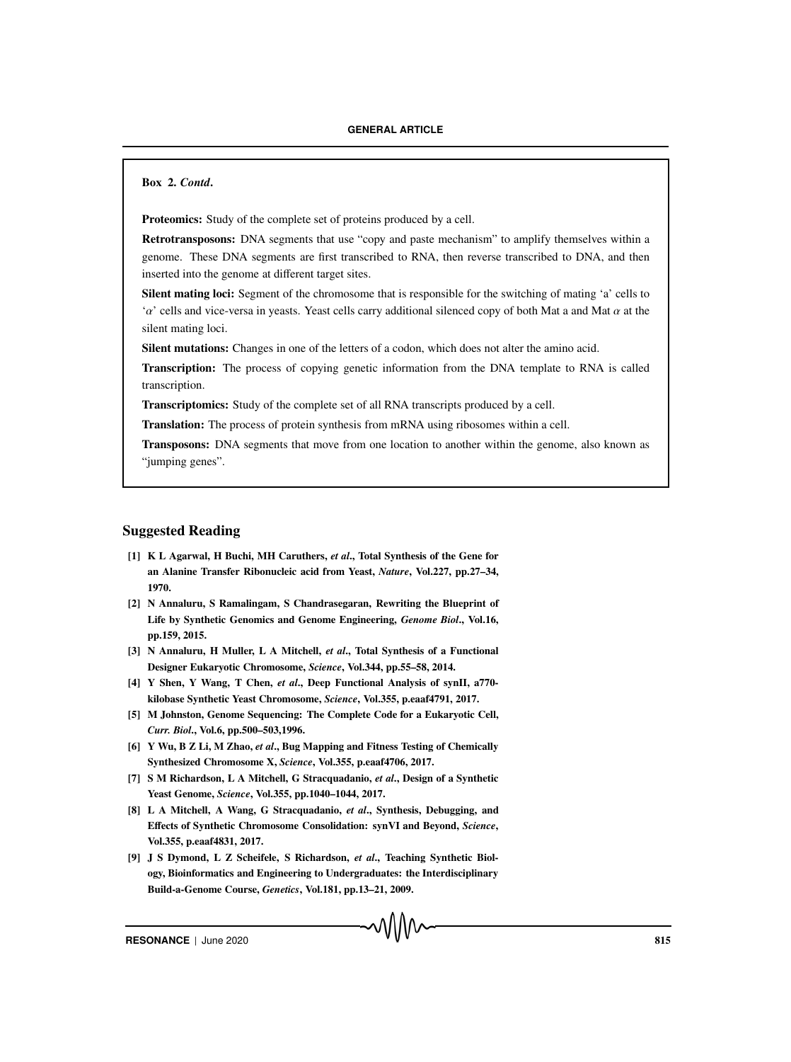**Box 2. *Contd*.**

**Proteomics:** Study of the complete set of proteins produced by a cell.

**Retrotransposons:** DNA segments that use "copy and paste mechanism" to amplify themselves within a genome. These DNA segments are first transcribed to RNA, then reverse transcribed to DNA, and then inserted into the genome at different target sites.

**Silent mating loci:** Segment of the chromosome that is responsible for the switching of mating 'a' cells to '$\alpha$' cells and vice-versa in yeasts. Yeast cells carry additional silenced copy of both Mat a and Mat $\alpha$ at the silent mating loci.

**Silent mutations:** Changes in one of the letters of a codon, which does not alter the amino acid.

**Transcription:** The process of copying genetic information from the DNA template to RNA is called transcription.

**Transcriptomics:** Study of the complete set of all RNA transcripts produced by a cell.

**Translation:** The process of protein synthesis from mRNA using ribosomes within a cell.

**Transposons:** DNA segments that move from one location to another within the genome, also known as "jumping genes".

## Suggested Reading

**[1] K L Agarwal, H Buchi, MH Caruthers, *et al*., Total Synthesis of the Gene for an Alanine Transfer Ribonucleic acid from Yeast, *Nature*, Vol.227, pp.27–34, 1970.**

**[2] N Annaluru, S Ramalingam, S Chandrasegaran, Rewriting the Blueprint of Life by Synthetic Genomics and Genome Engineering, *Genome Biol*., Vol.16, pp.159, 2015.**

**[3] N Annaluru, H Muller, L A Mitchell, *et al*., Total Synthesis of a Functional Designer Eukaryotic Chromosome, *Science*, Vol.344, pp.55–58, 2014.**

**[4] Y Shen, Y Wang, T Chen, *et al*., Deep Functional Analysis of synII, a770-kilobase Synthetic Yeast Chromosome, *Science*, Vol.355, p.eaaf4791, 2017.**

**[5] M Johnston, Genome Sequencing: The Complete Code for a Eukaryotic Cell, *Curr. Biol*., Vol.6, pp.500–503,1996.**

**[6] Y Wu, B Z Li, M Zhao, *et al*., Bug Mapping and Fitness Testing of Chemically Synthesized Chromosome X, *Science*, Vol.355, p.eaaf4706, 2017.**

**[7] S M Richardson, L A Mitchell, G Stracquadanio, *et al*., Design of a Synthetic Yeast Genome, *Science*, Vol.355, pp.1040–1044, 2017.**

**[8] L A Mitchell, A Wang, G Stracquadanio, *et al*., Synthesis, Debugging, and Effects of Synthetic Chromosome Consolidation: synVI and Beyond, *Science*, Vol.355, p.eaaf4831, 2017.**

**[9] J S Dymond, L Z Scheifele, S Richardson, *et al*., Teaching Synthetic Biology, Bioinformatics and Engineering to Undergraduates: the Interdisciplinary Build-a-Genome Course, *Genetics*, Vol.181, pp.13–21, 2009.**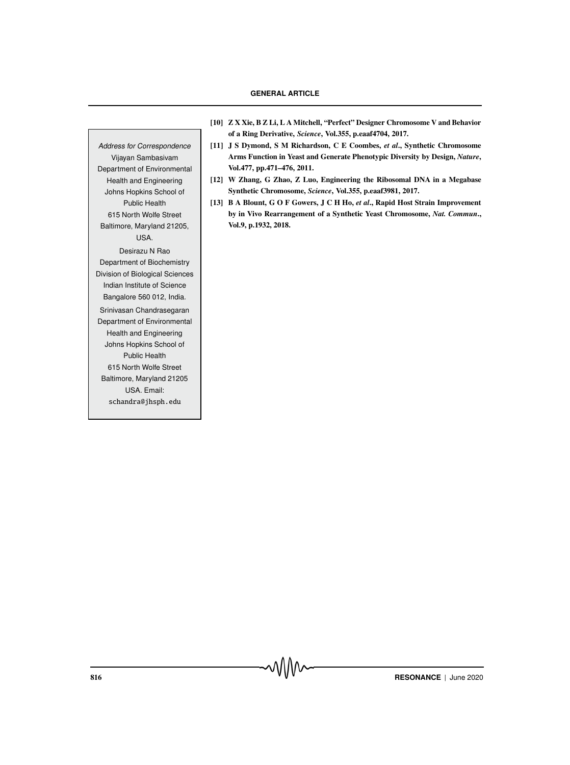**[10] Z X Xie, B Z Li, L A Mitchell, "Perfect" Designer Chromosome V and Behavior of a Ring Derivative, *Science*, Vol.355, p.eaaf4704, 2017.**

**[11] J S Dymond, S M Richardson, C E Coombes, *et al*., Synthetic Chromosome Arms Function in Yeast and Generate Phenotypic Diversity by Design, *Nature*, Vol.477, pp.471–476, 2011.**

**[12] W Zhang, G Zhao, Z Luo, Engineering the Ribosomal DNA in a Megabase Synthetic Chromosome, *Science*, Vol.355, p.eaaf3981, 2017.**

**[13] B A Blount, G O F Gowers, J C H Ho, *et al*., Rapid Host Strain Improvement by in Vivo Rearrangement of a Synthetic Yeast Chromosome, *Nat. Commun*., Vol.9, p.1932, 2018.**

*Address for Correspondence*

Vijayan Sambasivam
Department of Environmental Health and Engineering
Johns Hopkins School of Public Health
615 North Wolfe Street
Baltimore, Maryland 21205, USA.

Desirazu N Rao
Department of Biochemistry
Division of Biological Sciences
Indian Institute of Science
Bangalore 560 012, India.

Srinivasan Chandrasegaran
Department of Environmental Health and Engineering
Johns Hopkins School of Public Health
615 North Wolfe Street
Baltimore, Maryland 21205
USA. Email:
schandra@jhsph.edu